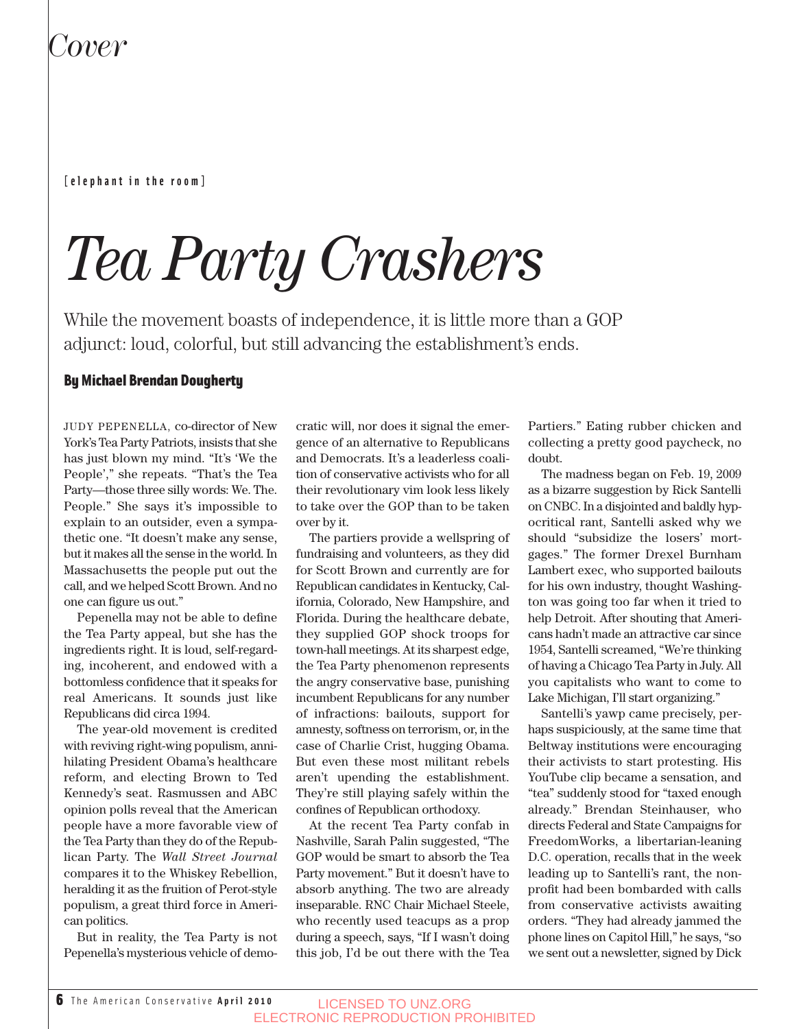*Cover*

[elephant in the room]

# Tea Party Crashers

While the movement boasts of independence, it is little more than a GOP adjunct: loud, colorful, but still advancing the establishment's ends.

**By Michael Brendan Dougherty**

JUDY PEPENELLA, co-director of New York's Tea Party Patriots, insists that she has just blown my mind. "It's 'We the People'," she repeats. "That's the Tea Party—those three silly words: We. The. People." She says it's impossible to explain to an outsider, even a sympathetic one. "It doesn't make any sense, but it makes all the sense in the world. In Massachusetts the people put out the call, and we helped Scott Brown. And no one can figure us out."

Pepenella may not be able to define the Tea Party appeal, but she has the ingredients right. It is loud, self-regarding, incoherent, and endowed with a bottomless confidence that it speaks for real Americans. It sounds just like Republicans did circa 1994.

The year-old movement is credited with reviving right-wing populism, annihilating President Obama's healthcare reform, and electing Brown to Ted Kennedy's seat. Rasmussen and ABC opinion polls reveal that the American people have a more favorable view of the Tea Party than they do of the Republican Party. The *Wall Street Journal* compares it to the Whiskey Rebellion, heralding it as the fruition of Perot-style populism, a great third force in American politics.

But in reality, the Tea Party is not Pepenella's mysterious vehicle of democratic will, nor does it signal the emergence of an alternative to Republicans and Democrats. It's a leaderless coalition of conservative activists who for all their revolutionary vim look less likely to take over the GOP than to be taken over by it.

The partiers provide a wellspring of fundraising and volunteers, as they did for Scott Brown and currently are for Republican candidates in Kentucky, California, Colorado, New Hampshire, and Florida. During the healthcare debate, they supplied GOP shock troops for town-hall meetings. At its sharpest edge, the Tea Party phenomenon represents the angry conservative base, punishing incumbent Republicans for any number of infractions: bailouts, support for amnesty, softness on terrorism, or, in the case of Charlie Crist, hugging Obama. But even these most militant rebels aren't upending the establishment. They're still playing safely within the confines of Republican orthodoxy.

At the recent Tea Party confab in Nashville, Sarah Palin suggested, "The GOP would be smart to absorb the Tea Party movement." But it doesn't have to absorb anything. The two are already inseparable. RNC Chair Michael Steele, who recently used teacups as a prop during a speech, says, "If I wasn't doing this job, I'd be out there with the Tea Partiers." Eating rubber chicken and collecting a pretty good paycheck, no doubt.

The madness began on Feb. 19, 2009 as a bizarre suggestion by Rick Santelli on CNBC. In a disjointed and baldly hypocritical rant, Santelli asked why we should "subsidize the losers' mortgages." The former Drexel Burnham Lambert exec, who supported bailouts for his own industry, thought Washington was going too far when it tried to help Detroit. After shouting that Americans hadn't made an attractive car since 1954, Santelli screamed, "We're thinking of having a Chicago Tea Party in July. All you capitalists who want to come to Lake Michigan, I'll start organizing."

Santelli's yawp came precisely, perhaps suspiciously, at the same time that Beltway institutions were encouraging their activists to start protesting. His YouTube clip became a sensation, and "tea" suddenly stood for "taxed enough already." Brendan Steinhauser, who directs Federal and State Campaigns for FreedomWorks, a libertarian-leaning D.C. operation, recalls that in the week leading up to Santelli's rant, the nonprofit had been bombarded with calls from conservative activists awaiting orders. "They had already jammed the phone lines on Capitol Hill," he says, "so we sent out a newsletter, signed by Dick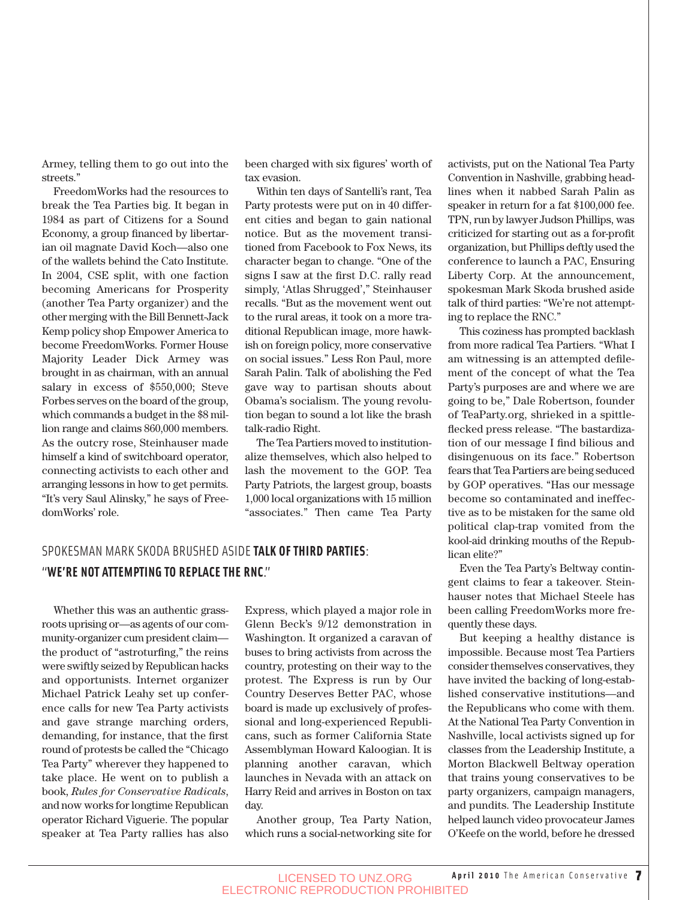Armey, telling them to go out into the streets."

FreedomWorks had the resources to break the Tea Parties big. It began in 1984 as part of Citizens for a Sound Economy, a group financed by libertarian oil magnate David Koch—also one of the wallets behind the Cato Institute. In 2004, CSE split, with one faction becoming Americans for Prosperity (another Tea Party organizer) and the other merging with the Bill Bennett-Jack Kemp policy shop Empower America to become FreedomWorks. Former House Majority Leader Dick Armey was brought in as chairman, with an annual salary in excess of $550,000; Steve Forbes serves on the board of the group, which commands a budget in the $8 million range and claims 860,000 members. As the outcry rose, Steinhauser made himself a kind of switchboard operator, connecting activists to each other and arranging lessons in how to get permits. "It's very Saul Alinsky," he says of FreedomWorks' role.

Whether this was an authentic grassroots uprising or—as agents of our community-organizer cum president claim—the product of "astroturfing," the reins were swiftly seized by Republican hacks and opportunists. Internet organizer Michael Patrick Leahy set up conference calls for new Tea Party activists and gave strange marching orders, demanding, for instance, that the first round of protests be called the "Chicago Tea Party" wherever they happened to take place. He went on to publish a book, *Rules for Conservative Radicals*, and now works for longtime Republican operator Richard Viguerie. The popular speaker at Tea Party rallies has also been charged with six figures' worth of tax evasion.

Within ten days of Santelli's rant, Tea Party protests were put on in 40 different cities and began to gain national notice. But as the movement transitioned from Facebook to Fox News, its character began to change. "One of the signs I saw at the first D.C. rally read simply, 'Atlas Shrugged'," Steinhauser recalls. "But as the movement went out to the rural areas, it took on a more traditional Republican image, more hawkish on foreign policy, more conservative on social issues." Less Ron Paul, more Sarah Palin. Talk of abolishing the Fed gave way to partisan shouts about Obama's socialism. The young revolution began to sound a lot like the brash talk-radio Right.

The Tea Partiers moved to institutionalize themselves, which also helped to lash the movement to the GOP. Tea Party Patriots, the largest group, boasts 1,000 local organizations with 15 million "associates." Then came Tea Party Express, which played a major role in Glenn Beck's 9/12 demonstration in Washington. It organized a caravan of buses to bring activists from across the country, protesting on their way to the protest. The Express is run by Our Country Deserves Better PAC, whose board is made up exclusively of professional and long-experienced Republicans, such as former California State Assemblyman Howard Kaloogian. It is planning another caravan, which launches in Nevada with an attack on Harry Reid and arrives in Boston on tax day.

Another group, Tea Party Nation, which runs a social-networking site for activists, put on the National Tea Party Convention in Nashville, grabbing headlines when it nabbed Sarah Palin as speaker in return for a fat $100,000 fee. TPN, run by lawyer Judson Phillips, was criticized for starting out as a for-profit organization, but Phillips deftly used the conference to launch a PAC, Ensuring Liberty Corp. At the announcement, spokesman Mark Skoda brushed aside talk of third parties: "We're not attempting to replace the RNC."

> SPOKESMAN MARK SKODA BRUSHED ASIDE **TALK OF THIRD PARTIES**: "**WE'RE NOT ATTEMPTING TO REPLACE THE RNC**."

This coziness has prompted backlash from more radical Tea Partiers. "What I am witnessing is an attempted defilement of the concept of what the Tea Party's purposes are and where we are going to be," Dale Robertson, founder of TeaParty.org, shrieked in a spittle-flecked press release. "The bastardization of our message I find bilious and disingenuous on its face." Robertson fears that Tea Partiers are being seduced by GOP operatives. "Has our message become so contaminated and ineffective as to be mistaken for the same old political clap-trap vomited from the kool-aid drinking mouths of the Republican elite?"

Even the Tea Party's Beltway contingent claims to fear a takeover. Steinhauser notes that Michael Steele has been calling FreedomWorks more frequently these days.

But keeping a healthy distance is impossible. Because most Tea Partiers consider themselves conservatives, they have invited the backing of long-established conservative institutions—and the Republicans who come with them. At the National Tea Party Convention in Nashville, local activists signed up for classes from the Leadership Institute, a Morton Blackwell Beltway operation that trains young conservatives to be party organizers, campaign managers, and pundits. The Leadership Institute helped launch video provocateur James O'Keefe on the world, before he dressed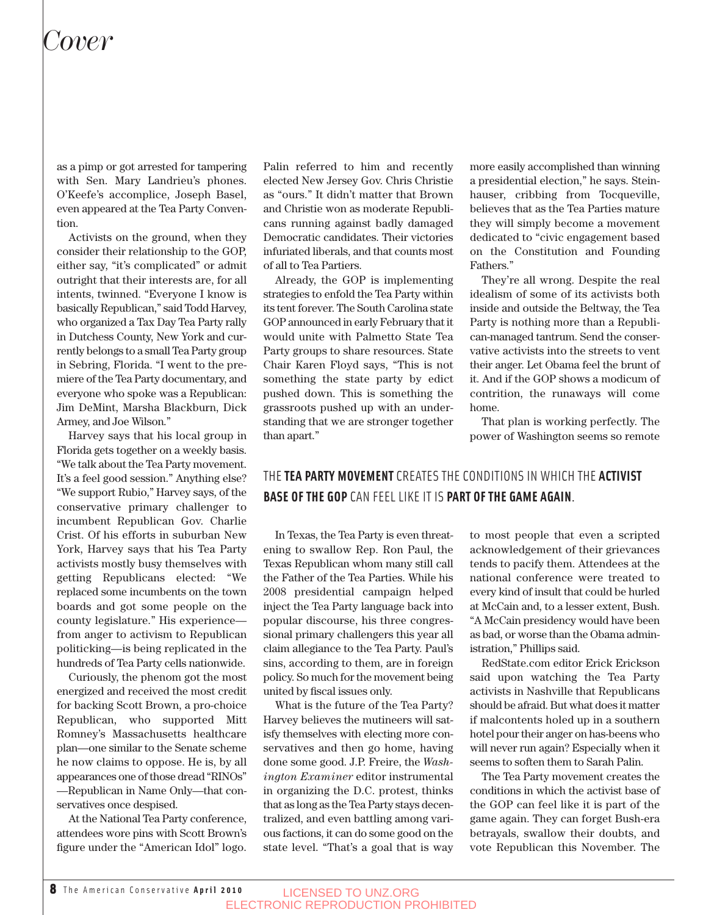as a pimp or got arrested for tampering with Sen. Mary Landrieu's phones. O'Keefe's accomplice, Joseph Basel, even appeared at the Tea Party Convention.

Activists on the ground, when they consider their relationship to the GOP, either say, "it's complicated" or admit outright that their interests are, for all intents, twinned. "Everyone I know is basically Republican," said Todd Harvey, who organized a Tax Day Tea Party rally in Dutchess County, New York and currently belongs to a small Tea Party group in Sebring, Florida. "I went to the premiere of the Tea Party documentary, and everyone who spoke was a Republican: Jim DeMint, Marsha Blackburn, Dick Armey, and Joe Wilson."

Harvey says that his local group in Florida gets together on a weekly basis. "We talk about the Tea Party movement. It's a feel good session." Anything else? "We support Rubio," Harvey says, of the conservative primary challenger to incumbent Republican Gov. Charlie Crist. Of his efforts in suburban New York, Harvey says that his Tea Party activists mostly busy themselves with getting Republicans elected: "We replaced some incumbents on the town boards and got some people on the county legislature." His experience—from anger to activism to Republican politicking—is being replicated in the hundreds of Tea Party cells nationwide.

Curiously, the phenom got the most energized and received the most credit for backing Scott Brown, a pro-choice Republican, who supported Mitt Romney's Massachusetts healthcare plan—one similar to the Senate scheme he now claims to oppose. He is, by all appearances one of those dread "RINOs"—Republican in Name Only—that conservatives once despised.

At the National Tea Party conference, attendees wore pins with Scott Brown's figure under the "American Idol" logo. Palin referred to him and recently elected New Jersey Gov. Chris Christie as "ours." It didn't matter that Brown and Christie won as moderate Republicans running against badly damaged Democratic candidates. Their victories infuriated liberals, and that counts most of all to Tea Partiers.

Already, the GOP is implementing strategies to enfold the Tea Party within its tent forever. The South Carolina state GOP announced in early February that it would unite with Palmetto State Tea Party groups to share resources. State Chair Karen Floyd says, "This is not something the state party by edict pushed down. This is something the grassroots pushed up with an understanding that we are stronger together than apart."

In Texas, the Tea Party is even threatening to swallow Rep. Ron Paul, the Texas Republican whom many still call the Father of the Tea Parties. While his 2008 presidential campaign helped inject the Tea Party language back into popular discourse, his three congressional primary challengers this year all claim allegiance to the Tea Party. Paul's sins, according to them, are in foreign policy. So much for the movement being united by fiscal issues only.

What is the future of the Tea Party? Harvey believes the mutineers will satisfy themselves with electing more conservatives and then go home, having done some good. J.P. Freire, the *Washington Examiner* editor instrumental in organizing the D.C. protest, thinks that as long as the Tea Party stays decentralized, and even battling among various factions, it can do some good on the state level. "That's a goal that is way more easily accomplished than winning a presidential election," he says. Steinhauser, cribbing from Tocqueville, believes that as the Tea Parties mature they will simply become a movement dedicated to "civic engagement based on the Constitution and Founding Fathers."

They're all wrong. Despite the real idealism of some of its activists both inside and outside the Beltway, the Tea Party is nothing more than a Republican-managed tantrum. Send the conservative activists into the streets to vent their anger. Let Obama feel the brunt of it. And if the GOP shows a modicum of contrition, the runaways will come home.

That plan is working perfectly. The power of Washington seems so remote to most people that even a scripted acknowledgement of their grievances tends to pacify them. Attendees at the national conference were treated to every kind of insult that could be hurled at McCain and, to a lesser extent, Bush. "A McCain presidency would have been as bad, or worse than the Obama administration," Phillips said.

> THE **TEA PARTY MOVEMENT** CREATES THE CONDITIONS IN WHICH THE **ACTIVIST BASE OF THE GOP** CAN FEEL LIKE IT IS **PART OF THE GAME AGAIN**.

RedState.com editor Erick Erickson said upon watching the Tea Party activists in Nashville that Republicans should be afraid. But what does it matter if malcontents holed up in a southern hotel pour their anger on has-beens who will never run again? Especially when it seems to soften them to Sarah Palin.

The Tea Party movement creates the conditions in which the activist base of the GOP can feel like it is part of the game again. They can forget Bush-era betrayals, swallow their doubts, and vote Republican this November. The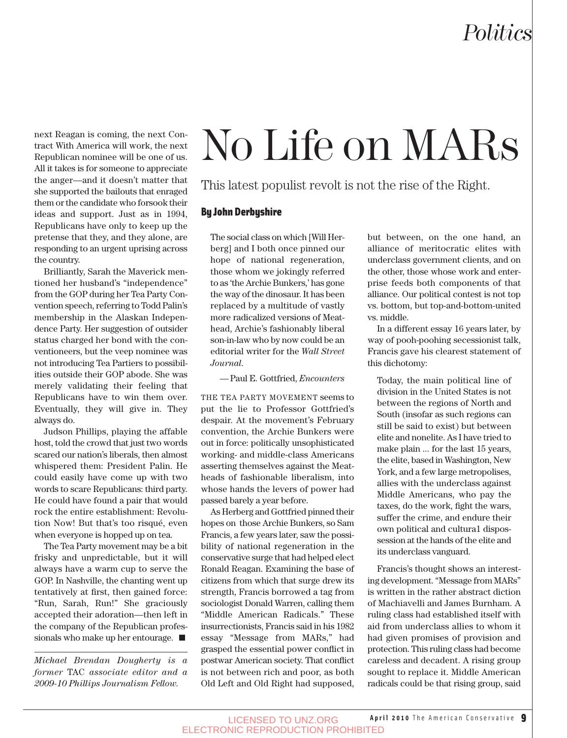next Reagan is coming, the next Contract With America will work, the next Republican nominee will be one of us. All it takes is for someone to appreciate the anger—and it doesn't matter that she supported the bailouts that enraged them or the candidate who forsook their ideas and support. Just as in 1994, Republicans have only to keep up the pretense that they, and they alone, are responding to an urgent uprising across the country.

Brilliantly, Sarah the Maverick mentioned her husband's "independence" from the GOP during her Tea Party Convention speech, referring to Todd Palin's membership in the Alaskan Independence Party. Her suggestion of outsider status charged her bond with the conventioneers, but the veep nominee was not introducing Tea Partiers to possibilities outside their GOP abode. She was merely validating their feeling that Republicans have to win them over. Eventually, they will give in. They always do.

Judson Phillips, playing the affable host, told the crowd that just two words scared our nation's liberals, then almost whispered them: President Palin. He could easily have come up with two words to scare Republicans: third party. He could have found a pair that would rock the entire establishment: Revolution Now! But that's too risqué, even when everyone is hopped up on tea.

The Tea Party movement may be a bit frisky and unpredictable, but it will always have a warm cup to serve the GOP. In Nashville, the chanting went up tentatively at first, then gained force: "Run, Sarah, Run!" She graciously accepted their adoration—then left in the company of the Republican professionals who make up her entourage. ■

*Michael Brendan Dougherty is a former* TAC *associate editor and a 2009-10 Phillips Journalism Fellow.*

# No Life on MARs

This latest populist revolt is not the rise of the Right.

**By John Derbyshire**

> The social class on which [Will Herberg] and I both once pinned our hope of national regeneration, those whom we jokingly referred to as 'the Archie Bunkers,' has gone the way of the dinosaur. It has been replaced by a multitude of vastly more radicalized versions of Meathead, Archie's fashionably liberal son-in-law who by now could be an editorial writer for the *Wall Street Journal*.
>
> —Paul E. Gottfried, *Encounters*

THE TEA PARTY MOVEMENT seems to put the lie to Professor Gottfried's despair. At the movement's February convention, the Archie Bunkers were out in force: politically unsophisticated working- and middle-class Americans asserting themselves against the Meatheads of fashionable liberalism, into whose hands the levers of power had passed barely a year before.

As Herberg and Gottfried pinned their hopes on those Archie Bunkers, so Sam Francis, a few years later, saw the possibility of national regeneration in the conservative surge that had helped elect Ronald Reagan. Examining the base of citizens from which that surge drew its strength, Francis borrowed a tag from sociologist Donald Warren, calling them "Middle American Radicals." These insurrectionists, Francis said in his 1982 essay "Message from MARs," had grasped the essential power conflict in postwar American society. That conflict is not between rich and poor, as both Old Left and Old Right had supposed, but between, on the one hand, an alliance of meritocratic elites with underclass government clients, and on the other, those whose work and enterprise feeds both components of that alliance. Our political contest is not top vs. bottom, but top-and-bottom-united vs. middle.

In a different essay 16 years later, by way of pooh-poohing secessionist talk, Francis gave his clearest statement of this dichotomy:

> Today, the main political line of division in the United States is not between the regions of North and South (insofar as such regions can still be said to exist) but between elite and nonelite. As I have tried to make plain ... for the last 15 years, the elite, based in Washington, New York, and a few large metropolises, allies with the underclass against Middle Americans, who pay the taxes, do the work, fight the wars, suffer the crime, and endure their own political and cultura1 dispossession at the hands of the elite and its underclass vanguard.

Francis's thought shows an interesting development. "Message from MARs" is written in the rather abstract diction of Machiavelli and James Burnham. A ruling class had established itself with aid from underclass allies to whom it had given promises of provision and protection. This ruling class had become careless and decadent. A rising group sought to replace it. Middle American radicals could be that rising group, said